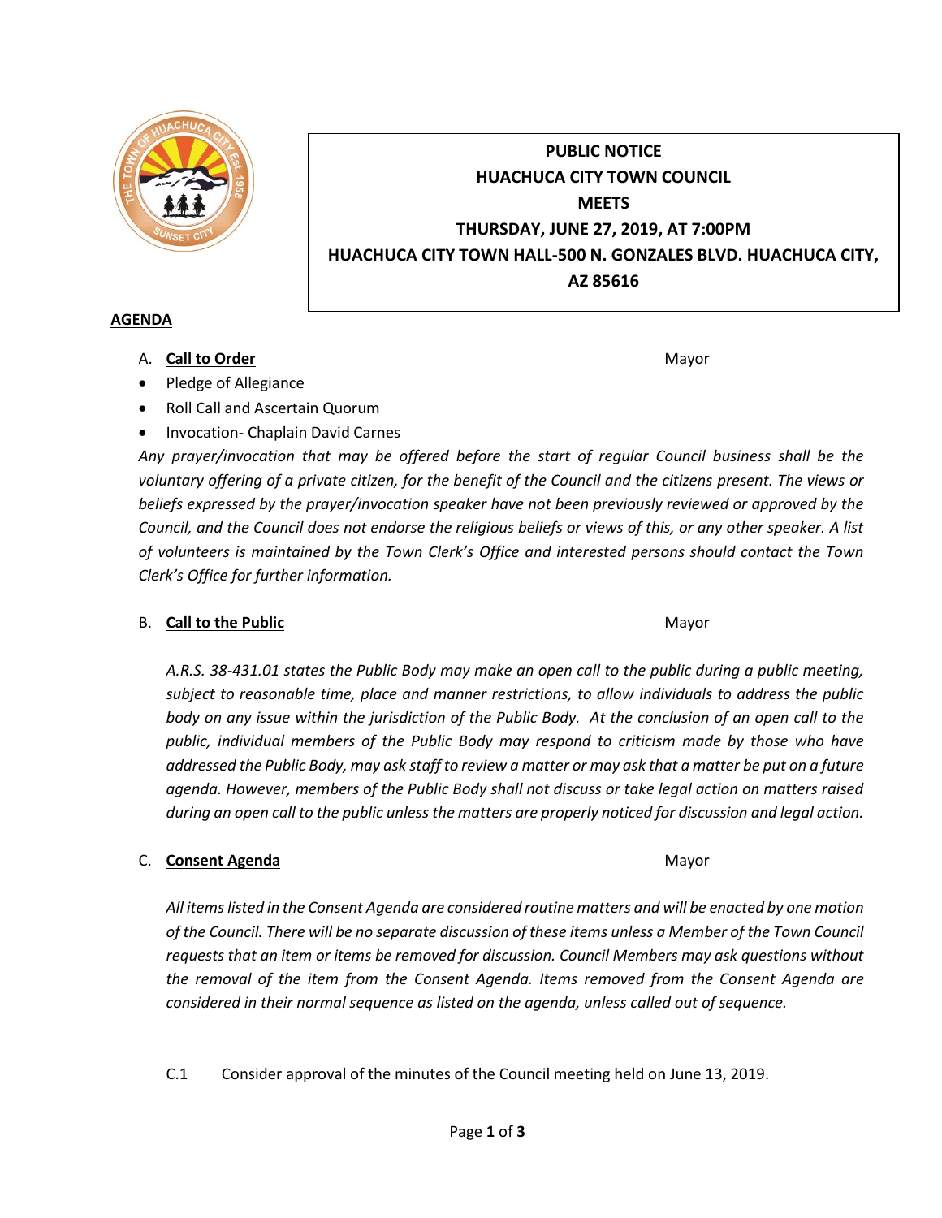**PUBLIC NOTICE**
**HUACHUCA CITY TOWN COUNCIL**
**MEETS**
**THURSDAY, JUNE 27, 2019, AT 7:00PM**
**HUACHUCA CITY TOWN HALL-500 N. GONZALES BLVD. HUACHUCA CITY, AZ 85616**

## AGENDA

A. **Call to Order** — Mayor

- Pledge of Allegiance
- Roll Call and Ascertain Quorum
- Invocation- Chaplain David Carnes

*Any prayer/invocation that may be offered before the start of regular Council business shall be the voluntary offering of a private citizen, for the benefit of the Council and the citizens present. The views or beliefs expressed by the prayer/invocation speaker have not been previously reviewed or approved by the Council, and the Council does not endorse the religious beliefs or views of this, or any other speaker. A list of volunteers is maintained by the Town Clerk's Office and interested persons should contact the Town Clerk's Office for further information.*

B. **Call to the Public** — Mayor

*A.R.S. 38-431.01 states the Public Body may make an open call to the public during a public meeting, subject to reasonable time, place and manner restrictions, to allow individuals to address the public body on any issue within the jurisdiction of the Public Body. At the conclusion of an open call to the public, individual members of the Public Body may respond to criticism made by those who have addressed the Public Body, may ask staff to review a matter or may ask that a matter be put on a future agenda. However, members of the Public Body shall not discuss or take legal action on matters raised during an open call to the public unless the matters are properly noticed for discussion and legal action.*

C. **Consent Agenda** — Mayor

*All items listed in the Consent Agenda are considered routine matters and will be enacted by one motion of the Council. There will be no separate discussion of these items unless a Member of the Town Council requests that an item or items be removed for discussion. Council Members may ask questions without the removal of the item from the Consent Agenda. Items removed from the Consent Agenda are considered in their normal sequence as listed on the agenda, unless called out of sequence.*

C.1 Consider approval of the minutes of the Council meeting held on June 13, 2019.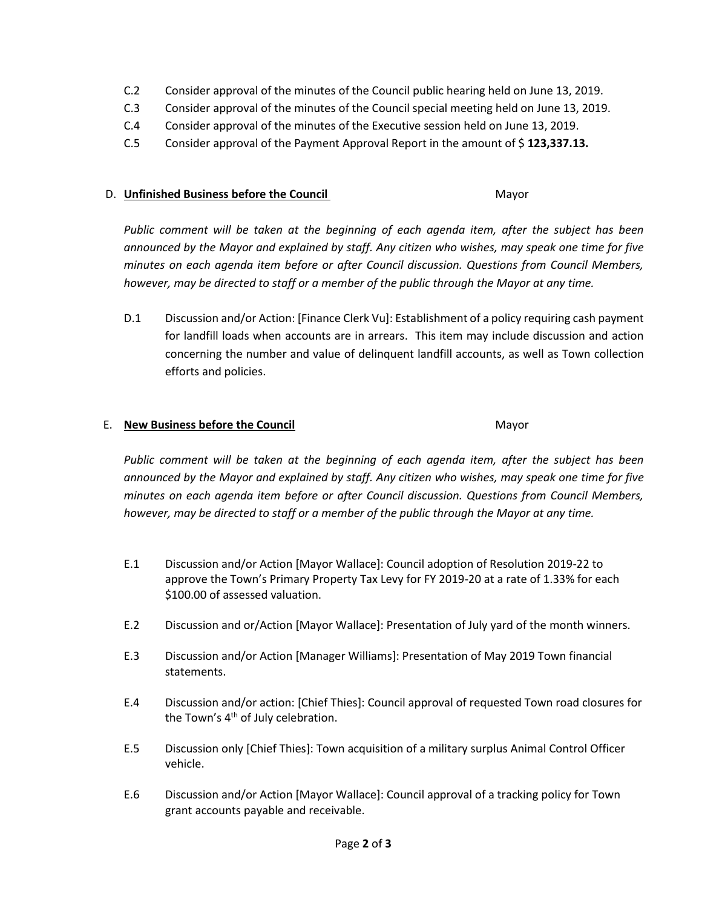C.2 Consider approval of the minutes of the Council public hearing held on June 13, 2019.

C.3 Consider approval of the minutes of the Council special meeting held on June 13, 2019.

C.4 Consider approval of the minutes of the Executive session held on June 13, 2019.

C.5 Consider approval of the Payment Approval Report in the amount of $ **123,337.13.**

## D. **Unfinished Business before the Council** Mayor

*Public comment will be taken at the beginning of each agenda item, after the subject has been announced by the Mayor and explained by staff. Any citizen who wishes, may speak one time for five minutes on each agenda item before or after Council discussion. Questions from Council Members, however, may be directed to staff or a member of the public through the Mayor at any time.*

D.1 Discussion and/or Action: [Finance Clerk Vu]: Establishment of a policy requiring cash payment for landfill loads when accounts are in arrears. This item may include discussion and action concerning the number and value of delinquent landfill accounts, as well as Town collection efforts and policies.

## E. **New Business before the Council** Mayor

*Public comment will be taken at the beginning of each agenda item, after the subject has been announced by the Mayor and explained by staff. Any citizen who wishes, may speak one time for five minutes on each agenda item before or after Council discussion. Questions from Council Members, however, may be directed to staff or a member of the public through the Mayor at any time.*

E.1 Discussion and/or Action [Mayor Wallace]: Council adoption of Resolution 2019-22 to approve the Town's Primary Property Tax Levy for FY 2019-20 at a rate of 1.33% for each $100.00 of assessed valuation.

E.2 Discussion and or/Action [Mayor Wallace]: Presentation of July yard of the month winners.

E.3 Discussion and/or Action [Manager Williams]: Presentation of May 2019 Town financial statements.

E.4 Discussion and/or action: [Chief Thies]: Council approval of requested Town road closures for the Town's 4th of July celebration.

E.5 Discussion only [Chief Thies]: Town acquisition of a military surplus Animal Control Officer vehicle.

E.6 Discussion and/or Action [Mayor Wallace]: Council approval of a tracking policy for Town grant accounts payable and receivable.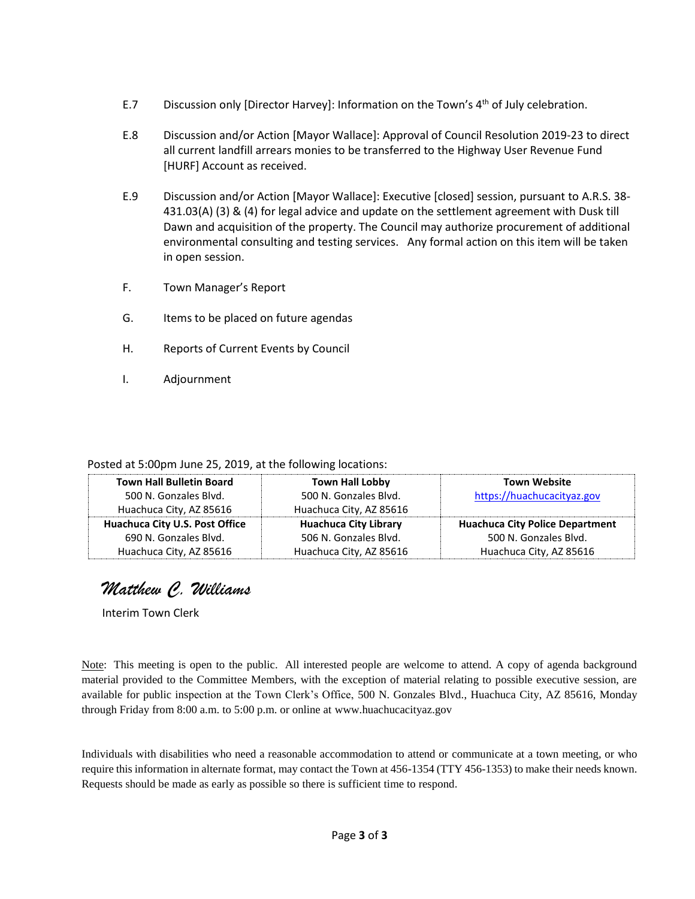E.7 Discussion only [Director Harvey]: Information on the Town's 4th of July celebration.

E.8 Discussion and/or Action [Mayor Wallace]: Approval of Council Resolution 2019-23 to direct all current landfill arrears monies to be transferred to the Highway User Revenue Fund [HURF] Account as received.

E.9 Discussion and/or Action [Mayor Wallace]: Executive [closed] session, pursuant to A.R.S. 38-431.03(A) (3) & (4) for legal advice and update on the settlement agreement with Dusk till Dawn and acquisition of the property. The Council may authorize procurement of additional environmental consulting and testing services. Any formal action on this item will be taken in open session.

F. Town Manager's Report

G. Items to be placed on future agendas

H. Reports of Current Events by Council

I. Adjournment

Posted at 5:00pm June 25, 2019, at the following locations:

| | | |
|---|---|---|
| **Town Hall Bulletin Board**<br>500 N. Gonzales Blvd.<br>Huachuca City, AZ 85616 | **Town Hall Lobby**<br>500 N. Gonzales Blvd.<br>Huachuca City, AZ 85616 | **Town Website**<br>https://huachucacityaz.gov |
| **Huachuca City U.S. Post Office**<br>690 N. Gonzales Blvd.<br>Huachuca City, AZ 85616 | **Huachuca City Library**<br>506 N. Gonzales Blvd.<br>Huachuca City, AZ 85616 | **Huachuca City Police Department**<br>500 N. Gonzales Blvd.<br>Huachuca City, AZ 85616 |

*Matthew C. Williams*

Interim Town Clerk

Note: This meeting is open to the public. All interested people are welcome to attend. A copy of agenda background material provided to the Committee Members, with the exception of material relating to possible executive session, are available for public inspection at the Town Clerk's Office, 500 N. Gonzales Blvd., Huachuca City, AZ 85616, Monday through Friday from 8:00 a.m. to 5:00 p.m. or online at www.huachucacityaz.gov

Individuals with disabilities who need a reasonable accommodation to attend or communicate at a town meeting, or who require this information in alternate format, may contact the Town at 456-1354 (TTY 456-1353) to make their needs known. Requests should be made as early as possible so there is sufficient time to respond.